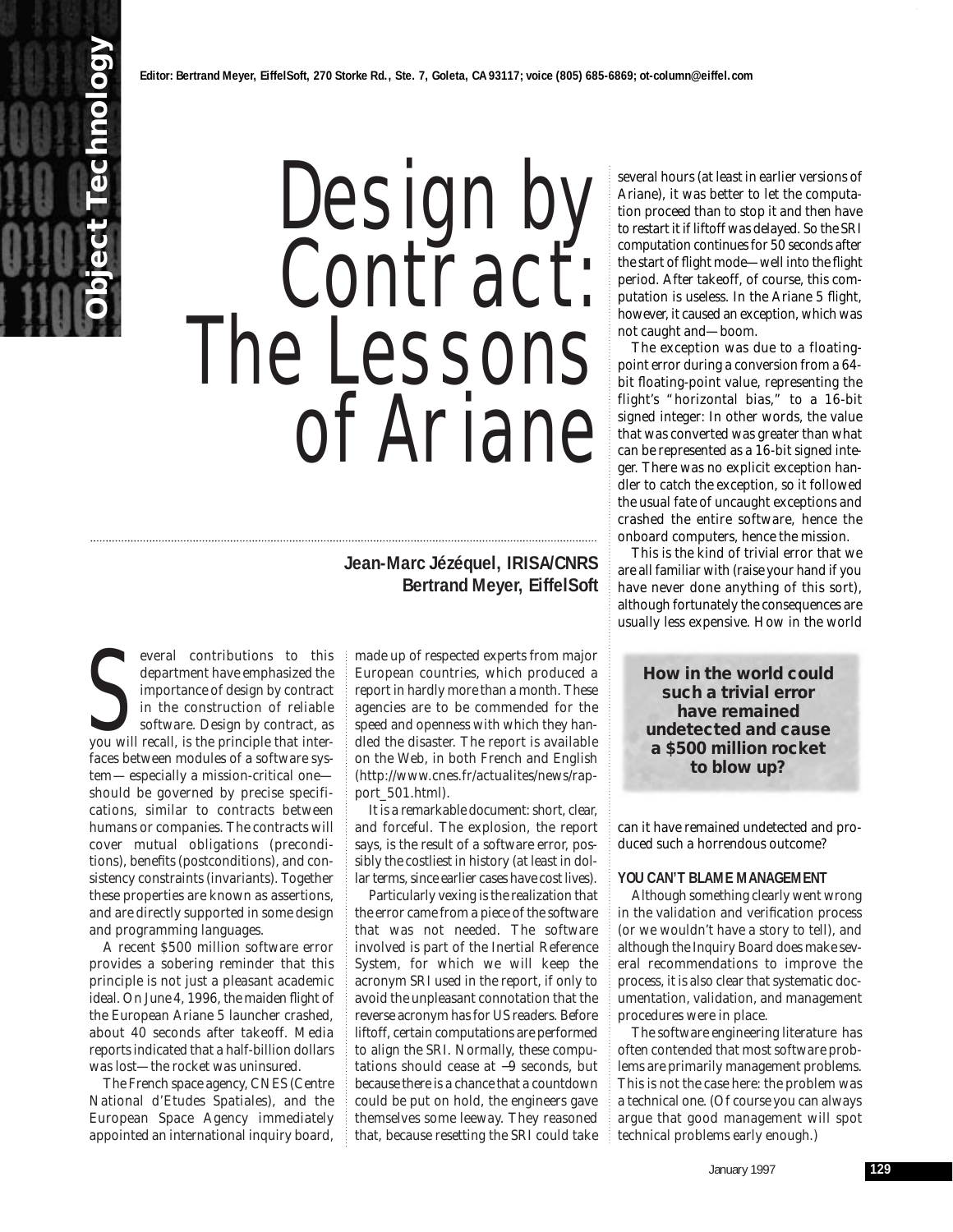Editor: Bertrand Meyer, EiffelSoft, 270 Storke Rd., Ste. 7, Goleta, CA 93117; voice (805) 685-6869; ot-column@eiffel.com

# Design by Contract: The Lessons of Ariane

**Jean-Marc Jézéquel, IRISA/CNRS**
**Bertrand Meyer, EiffelSoft**

Several contributions to this department have emphasized the importance of design by contract in the construction of reliable software. Design by contract, as you will recall, is the principle that interfaces between modules of a software system—especially a mission-critical one—should be governed by precise specifications, similar to contracts between humans or companies. The contracts will cover mutual obligations (preconditions), benefits (postconditions), and consistency constraints (invariants). Together these properties are known as assertions, and are directly supported in some design and programming languages.

A recent \$500 million software error provides a sobering reminder that this principle is not just a pleasant academic ideal. On June 4, 1996, the maiden flight of the European Ariane 5 launcher crashed, about 40 seconds after takeoff. Media reports indicated that a half-billion dollars was lost—the rocket was uninsured.

The French space agency, CNES (Centre National d'Etudes Spatiales), and the European Space Agency immediately appointed an international inquiry board, made up of respected experts from major European countries, which produced a report in hardly more than a month. These agencies are to be commended for the speed and openness with which they handled the disaster. The report is available on the Web, in both French and English (http://www.cnes.fr/actualites/news/rapport_501.html).

It is a remarkable document: short, clear, and forceful. The explosion, the report says, is the result of a software error, possibly the costliest in history (at least in dollar terms, since earlier cases have cost lives).

Particularly vexing is the realization that the error came from a piece of the software that was not needed. The software involved is part of the Inertial Reference System, for which we will keep the acronym SRI used in the report, if only to avoid the unpleasant connotation that the reverse acronym has for US readers. Before liftoff, certain computations are performed to align the SRI. Normally, these computations should cease at −9 seconds, but because there is a chance that a countdown could be put on hold, the engineers gave themselves some leeway. They reasoned that, because resetting the SRI could take several hours (at least in earlier versions of Ariane), it was better to let the computation proceed than to stop it and then have to restart it if liftoff was delayed. So the SRI computation continues for 50 seconds after the start of flight mode—well into the flight period. After takeoff, of course, this computation is useless. In the Ariane 5 flight, however, it caused an exception, which was not caught and—boom.

The exception was due to a floating-point error during a conversion from a 64-bit floating-point value, representing the flight's "horizontal bias," to a 16-bit signed integer: In other words, the value that was converted was greater than what can be represented as a 16-bit signed integer. There was no explicit exception handler to catch the exception, so it followed the usual fate of uncaught exceptions and crashed the entire software, hence the onboard computers, hence the mission.

This is the kind of trivial error that we are all familiar with (raise your hand if you have never done anything of this sort), although fortunately the consequences are usually less expensive. How in the world can it have remained undetected and produced such a horrendous outcome?

> **How in the world could such a trivial error have remained undetected and cause a \$500 million rocket to blow up?**

### YOU CAN'T BLAME MANAGEMENT

Although something clearly went wrong in the validation and verification process (or we wouldn't have a story to tell), and although the Inquiry Board does make several recommendations to improve the process, it is also clear that systematic documentation, validation, and management procedures were in place.

The software engineering literature has often contended that most software problems are primarily management problems. This is not the case here: the problem was a technical one. (Of course you can always argue that good management will spot technical problems early enough.)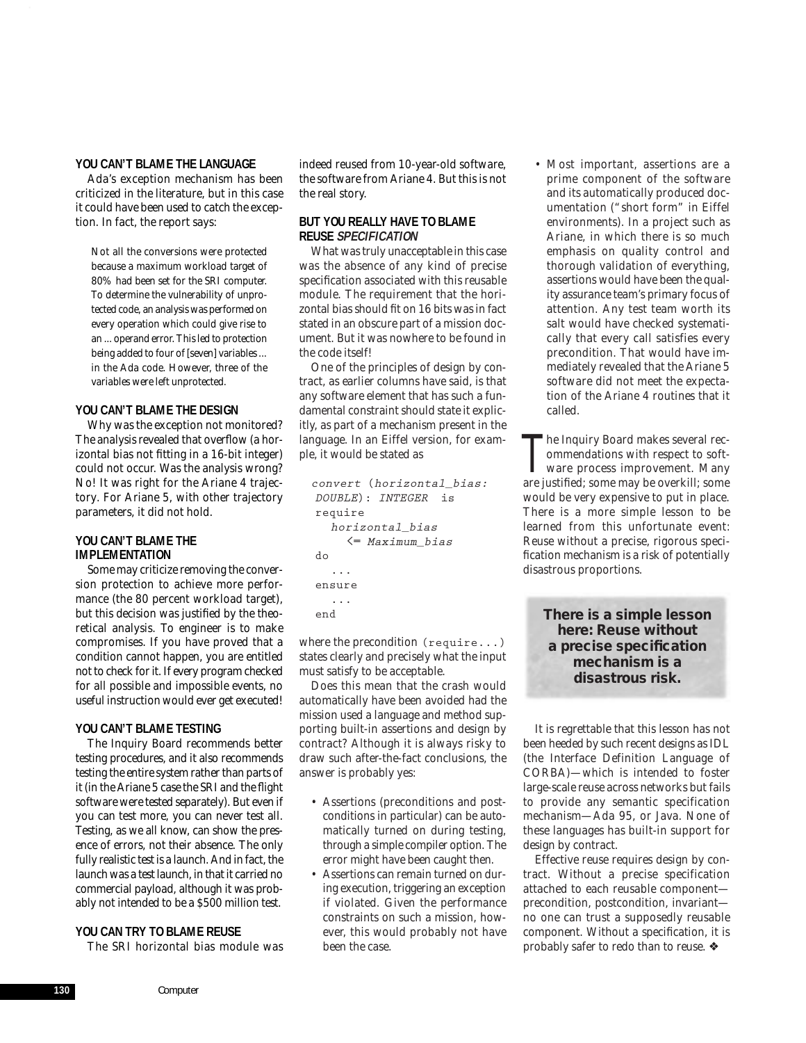## YOU CAN'T BLAME THE LANGUAGE

Ada's exception mechanism has been criticized in the literature, but in this case it could have been used to catch the exception. In fact, the report says:

> Not all the conversions were protected because a maximum workload target of 80% had been set for the SRI computer. To determine the vulnerability of unprotected code, an analysis was performed on every operation which could give rise to an ... operand error. This led to protection being added to four of [seven] variables ... in the Ada code. However, three of the variables were left unprotected.

## YOU CAN'T BLAME THE DESIGN

Why was the exception not monitored? The analysis revealed that overflow (a horizontal bias not fitting in a 16-bit integer) could not occur. Was the analysis wrong? No! It was right for the Ariane 4 trajectory. For Ariane 5, with other trajectory parameters, it did not hold.

## YOU CAN'T BLAME THE IMPLEMENTATION

Some may criticize removing the conversion protection to achieve more performance (the 80 percent workload target), but this decision was justified by the theoretical analysis. To engineer is to make compromises. If you have proved that a condition cannot happen, you are entitled not to check for it. If every program checked for all possible and impossible events, no useful instruction would ever get executed!

## YOU CAN'T BLAME TESTING

The Inquiry Board recommends better testing procedures, and it also recommends testing the entire system rather than parts of it (in the Ariane 5 case the SRI and the flight software were tested separately). But even if you can test more, you can never test all. Testing, as we all know, can show the presence of errors, not their absence. The only fully realistic test is a launch. And in fact, the launch was a test launch, in that it carried no commercial payload, although it was probably not intended to be a $500 million test.

## YOU CAN TRY TO BLAME REUSE

The SRI horizontal bias module was indeed reused from 10-year-old software, the software from Ariane 4. But this is not the real story.

## BUT YOU REALLY HAVE TO BLAME REUSE *SPECIFICATION*

What was truly unacceptable in this case was the absence of any kind of precise specification associated with this reusable module. The requirement that the horizontal bias should fit on 16 bits was in fact stated in an obscure part of a mission document. But it was nowhere to be found in the code itself!

One of the principles of design by contract, as earlier columns have said, is that any software element that has such a fundamental constraint should state it explicitly, as part of a mechanism present in the language. In an Eiffel version, for example, it would be stated as

```
convert (horizontal_bias:
DOUBLE): INTEGER is
require
   horizontal_bias
      <= Maximum_bias
do
   ...
ensure
   ...
end
```

where the precondition (`require...`) states clearly and precisely what the input must satisfy to be acceptable.

Does this mean that the crash would automatically have been avoided had the mission used a language and method supporting built-in assertions and design by contract? Although it is always risky to draw such after-the-fact conclusions, the answer is probably yes:

- Assertions (preconditions and postconditions in particular) can be automatically turned on during testing, through a simple compiler option. The error might have been caught then.
- Assertions can remain turned on during execution, triggering an exception if violated. Given the performance constraints on such a mission, however, this would probably not have been the case.
- Most important, assertions are a prime component of the software and its automatically produced documentation ("short form" in Eiffel environments). In a project such as Ariane, in which there is so much emphasis on quality control and thorough validation of everything, assertions would have been the quality assurance team's primary focus of attention. Any test team worth its salt would have checked systematically that every call satisfies every precondition. That would have immediately revealed that the Ariane 5 software did not meet the expectation of the Ariane 4 routines that it called.

The Inquiry Board makes several recommendations with respect to software process improvement. Many are justified; some may be overkill; some would be very expensive to put in place. There is a more simple lesson to be learned from this unfortunate event: Reuse without a precise, rigorous specification mechanism is a risk of potentially disastrous proportions.

> **There is a simple lesson here: Reuse without a precise specification mechanism is a disastrous risk.**

It is regrettable that this lesson has not been heeded by such recent designs as IDL (the Interface Definition Language of CORBA)—which is intended to foster large-scale reuse across networks but fails to provide any semantic specification mechanism—Ada 95, or Java. None of these languages has built-in support for design by contract.

Effective reuse requires design by contract. Without a precise specification attached to each reusable component—precondition, postcondition, invariant—no one can trust a supposedly reusable component. Without a specification, it is probably safer to redo than to reuse. ❖